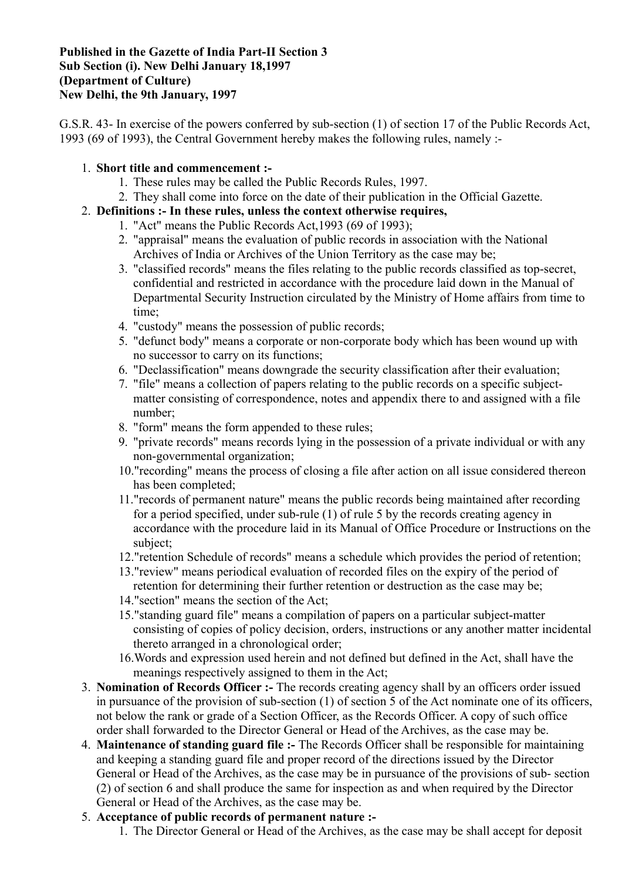**Published in the Gazette of India Part-II Section 3**
**Sub Section (i). New Delhi January 18,1997**
**(Department of Culture)**
**New Delhi, the 9th January, 1997**

G.S.R. 43- In exercise of the powers conferred by sub-section (1) of section 17 of the Public Records Act, 1993 (69 of 1993), the Central Government hereby makes the following rules, namely :-

1. **Short title and commencement :-**
   1. These rules may be called the Public Records Rules, 1997.
   2. They shall come into force on the date of their publication in the Official Gazette.
2. **Definitions :- In these rules, unless the context otherwise requires,**
   1. "Act" means the Public Records Act,1993 (69 of 1993);
   2. "appraisal" means the evaluation of public records in association with the National Archives of India or Archives of the Union Territory as the case may be;
   3. "classified records" means the files relating to the public records classified as top-secret, confidential and restricted in accordance with the procedure laid down in the Manual of Departmental Security Instruction circulated by the Ministry of Home affairs from time to time;
   4. "custody" means the possession of public records;
   5. "defunct body" means a corporate or non-corporate body which has been wound up with no successor to carry on its functions;
   6. "Declassification" means downgrade the security classification after their evaluation;
   7. "file" means a collection of papers relating to the public records on a specific subject-matter consisting of correspondence, notes and appendix there to and assigned with a file number;
   8. "form" means the form appended to these rules;
   9. "private records" means records lying in the possession of a private individual or with any non-governmental organization;
   10. "recording" means the process of closing a file after action on all issue considered thereon has been completed;
   11. "records of permanent nature" means the public records being maintained after recording for a period specified, under sub-rule (1) of rule 5 by the records creating agency in accordance with the procedure laid in its Manual of Office Procedure or Instructions on the subject;
   12. "retention Schedule of records" means a schedule which provides the period of retention;
   13. "review" means periodical evaluation of recorded files on the expiry of the period of retention for determining their further retention or destruction as the case may be;
   14. "section" means the section of the Act;
   15. "standing guard file" means a compilation of papers on a particular subject-matter consisting of copies of policy decision, orders, instructions or any another matter incidental thereto arranged in a chronological order;
   16. Words and expression used herein and not defined but defined in the Act, shall have the meanings respectively assigned to them in the Act;
3. **Nomination of Records Officer :-** The records creating agency shall by an officers order issued in pursuance of the provision of sub-section (1) of section 5 of the Act nominate one of its officers, not below the rank or grade of a Section Officer, as the Records Officer. A copy of such office order shall forwarded to the Director General or Head of the Archives, as the case may be.
4. **Maintenance of standing guard file :-** The Records Officer shall be responsible for maintaining and keeping a standing guard file and proper record of the directions issued by the Director General or Head of the Archives, as the case may be in pursuance of the provisions of sub- section (2) of section 6 and shall produce the same for inspection as and when required by the Director General or Head of the Archives, as the case may be.
5. **Acceptance of public records of permanent nature :-**
   1. The Director General or Head of the Archives, as the case may be shall accept for deposit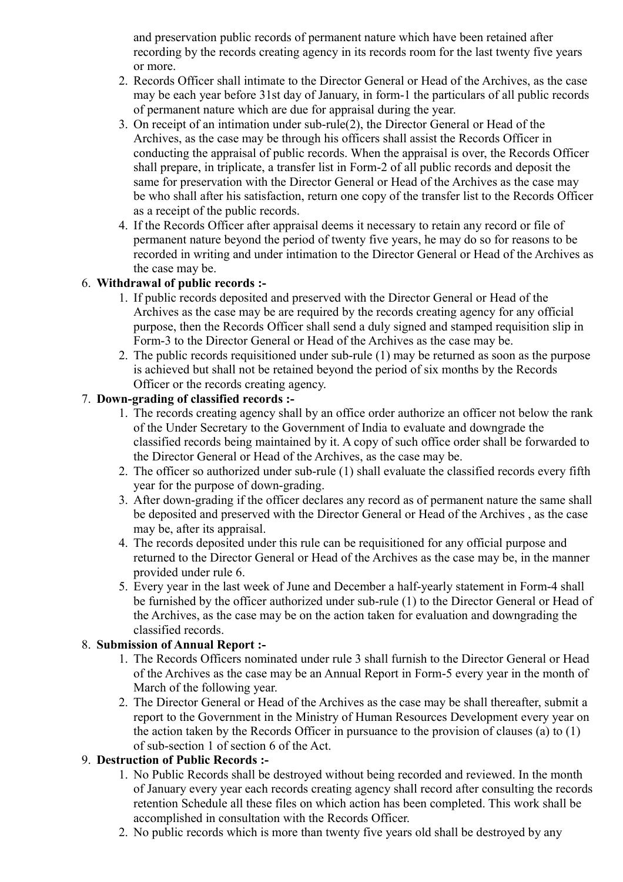and preservation public records of permanent nature which have been retained after recording by the records creating agency in its records room for the last twenty five years or more.

2. Records Officer shall intimate to the Director General or Head of the Archives, as the case may be each year before 31st day of January, in form-1 the particulars of all public records of permanent nature which are due for appraisal during the year.
3. On receipt of an intimation under sub-rule(2), the Director General or Head of the Archives, as the case may be through his officers shall assist the Records Officer in conducting the appraisal of public records. When the appraisal is over, the Records Officer shall prepare, in triplicate, a transfer list in Form-2 of all public records and deposit the same for preservation with the Director General or Head of the Archives as the case may be who shall after his satisfaction, return one copy of the transfer list to the Records Officer as a receipt of the public records.
4. If the Records Officer after appraisal deems it necessary to retain any record or file of permanent nature beyond the period of twenty five years, he may do so for reasons to be recorded in writing and under intimation to the Director General or Head of the Archives as the case may be.

6. **Withdrawal of public records :-**
   1. If public records deposited and preserved with the Director General or Head of the Archives as the case may be are required by the records creating agency for any official purpose, then the Records Officer shall send a duly signed and stamped requisition slip in Form-3 to the Director General or Head of the Archives as the case may be.
   2. The public records requisitioned under sub-rule (1) may be returned as soon as the purpose is achieved but shall not be retained beyond the period of six months by the Records Officer or the records creating agency.
7. **Down-grading of classified records :-**
   1. The records creating agency shall by an office order authorize an officer not below the rank of the Under Secretary to the Government of India to evaluate and downgrade the classified records being maintained by it. A copy of such office order shall be forwarded to the Director General or Head of the Archives, as the case may be.
   2. The officer so authorized under sub-rule (1) shall evaluate the classified records every fifth year for the purpose of down-grading.
   3. After down-grading if the officer declares any record as of permanent nature the same shall be deposited and preserved with the Director General or Head of the Archives , as the case may be, after its appraisal.
   4. The records deposited under this rule can be requisitioned for any official purpose and returned to the Director General or Head of the Archives as the case may be, in the manner provided under rule 6.
   5. Every year in the last week of June and December a half-yearly statement in Form-4 shall be furnished by the officer authorized under sub-rule (1) to the Director General or Head of the Archives, as the case may be on the action taken for evaluation and downgrading the classified records.
8. **Submission of Annual Report :-**
   1. The Records Officers nominated under rule 3 shall furnish to the Director General or Head of the Archives as the case may be an Annual Report in Form-5 every year in the month of March of the following year.
   2. The Director General or Head of the Archives as the case may be shall thereafter, submit a report to the Government in the Ministry of Human Resources Development every year on the action taken by the Records Officer in pursuance to the provision of clauses (a) to (1) of sub-section 1 of section 6 of the Act.
9. **Destruction of Public Records :-**
   1. No Public Records shall be destroyed without being recorded and reviewed. In the month of January every year each records creating agency shall record after consulting the records retention Schedule all these files on which action has been completed. This work shall be accomplished in consultation with the Records Officer.
   2. No public records which is more than twenty five years old shall be destroyed by any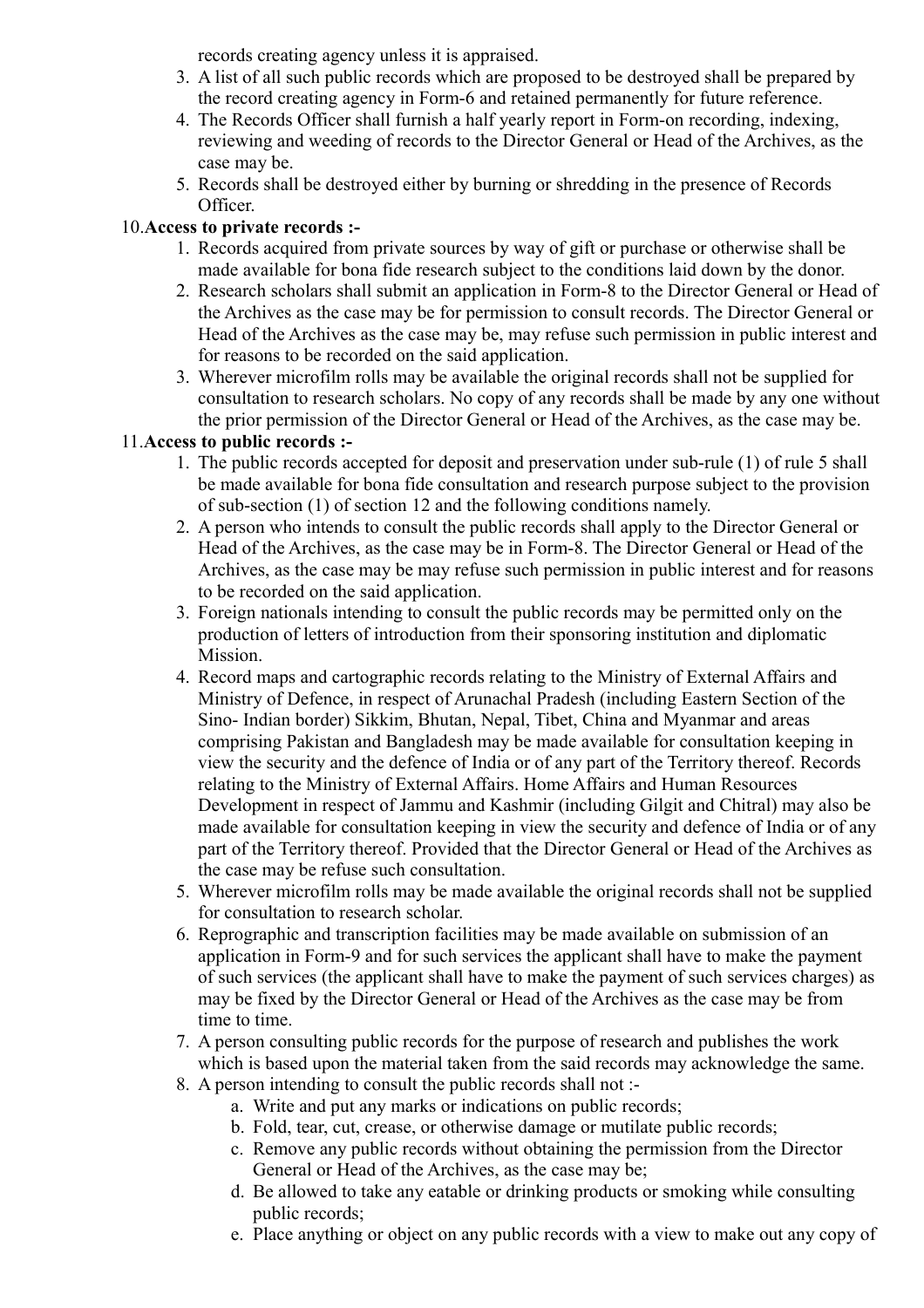records creating agency unless it is appraised.

3. A list of all such public records which are proposed to be destroyed shall be prepared by the record creating agency in Form-6 and retained permanently for future reference.
4. The Records Officer shall furnish a half yearly report in Form-on recording, indexing, reviewing and weeding of records to the Director General or Head of the Archives, as the case may be.
5. Records shall be destroyed either by burning or shredding in the presence of Records Officer.

10. **Access to private records :-**

1. Records acquired from private sources by way of gift or purchase or otherwise shall be made available for bona fide research subject to the conditions laid down by the donor.
2. Research scholars shall submit an application in Form-8 to the Director General or Head of the Archives as the case may be for permission to consult records. The Director General or Head of the Archives as the case may be, may refuse such permission in public interest and for reasons to be recorded on the said application.
3. Wherever microfilm rolls may be available the original records shall not be supplied for consultation to research scholars. No copy of any records shall be made by any one without the prior permission of the Director General or Head of the Archives, as the case may be.

11. **Access to public records :-**

1. The public records accepted for deposit and preservation under sub-rule (1) of rule 5 shall be made available for bona fide consultation and research purpose subject to the provision of sub-section (1) of section 12 and the following conditions namely.
2. A person who intends to consult the public records shall apply to the Director General or Head of the Archives, as the case may be in Form-8. The Director General or Head of the Archives, as the case may be may refuse such permission in public interest and for reasons to be recorded on the said application.
3. Foreign nationals intending to consult the public records may be permitted only on the production of letters of introduction from their sponsoring institution and diplomatic Mission.
4. Record maps and cartographic records relating to the Ministry of External Affairs and Ministry of Defence, in respect of Arunachal Pradesh (including Eastern Section of the Sino- Indian border) Sikkim, Bhutan, Nepal, Tibet, China and Myanmar and areas comprising Pakistan and Bangladesh may be made available for consultation keeping in view the security and the defence of India or of any part of the Territory thereof. Records relating to the Ministry of External Affairs. Home Affairs and Human Resources Development in respect of Jammu and Kashmir (including Gilgit and Chitral) may also be made available for consultation keeping in view the security and defence of India or of any part of the Territory thereof. Provided that the Director General or Head of the Archives as the case may be refuse such consultation.
5. Wherever microfilm rolls may be made available the original records shall not be supplied for consultation to research scholar.
6. Reprographic and transcription facilities may be made available on submission of an application in Form-9 and for such services the applicant shall have to make the payment of such services (the applicant shall have to make the payment of such services charges) as may be fixed by the Director General or Head of the Archives as the case may be from time to time.
7. A person consulting public records for the purpose of research and publishes the work which is based upon the material taken from the said records may acknowledge the same.
8. A person intending to consult the public records shall not :-
    a. Write and put any marks or indications on public records;
    b. Fold, tear, cut, crease, or otherwise damage or mutilate public records;
    c. Remove any public records without obtaining the permission from the Director General or Head of the Archives, as the case may be;
    d. Be allowed to take any eatable or drinking products or smoking while consulting public records;
    e. Place anything or object on any public records with a view to make out any copy of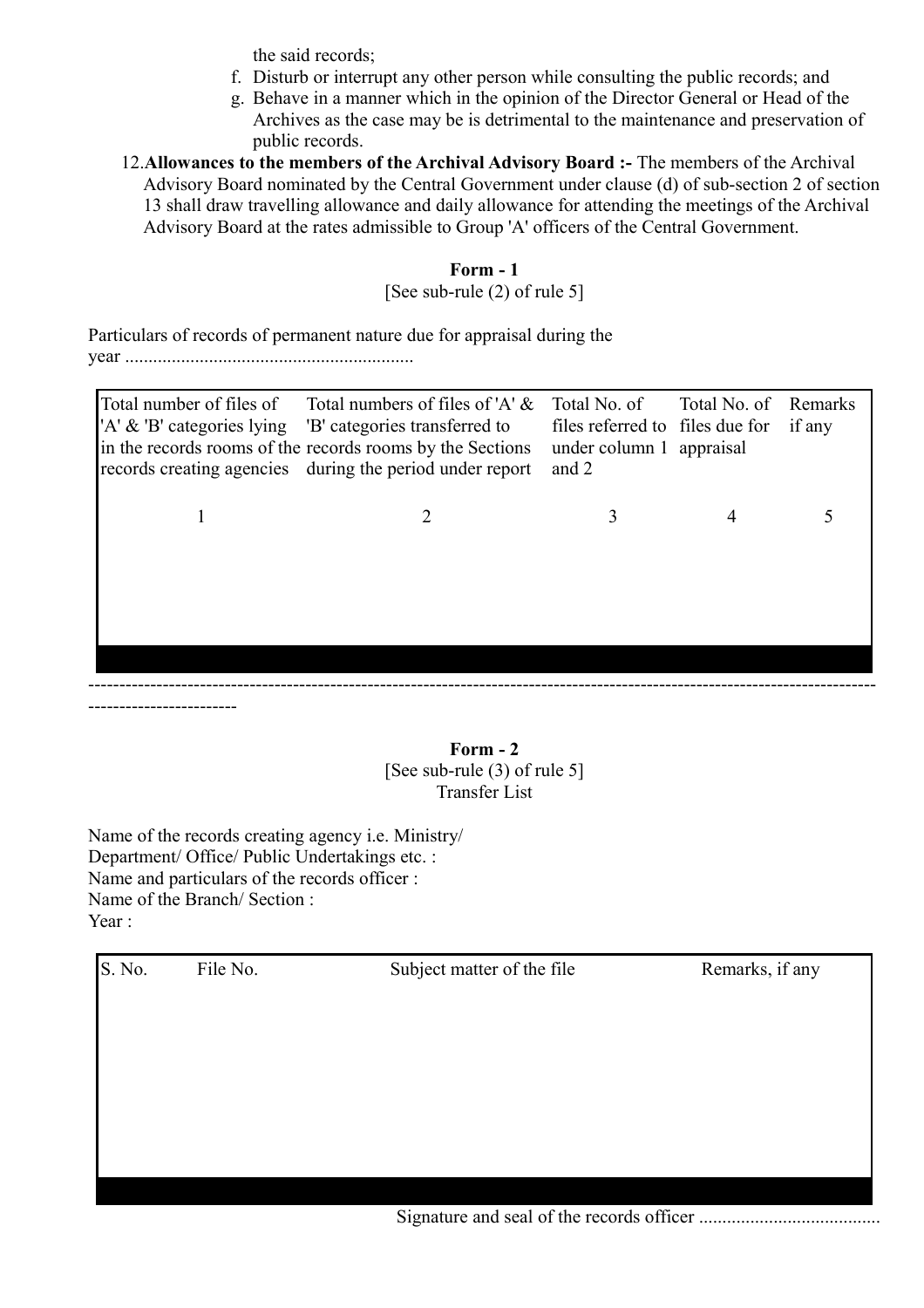the said records;

f. Disturb or interrupt any other person while consulting the public records; and
g. Behave in a manner which in the opinion of the Director General or Head of the Archives as the case may be is detrimental to the maintenance and preservation of public records.

12. **Allowances to the members of the Archival Advisory Board :-** The members of the Archival Advisory Board nominated by the Central Government under clause (d) of sub-section 2 of section 13 shall draw travelling allowance and daily allowance for attending the meetings of the Archival Advisory Board at the rates admissible to Group 'A' officers of the Central Government.

**Form - 1**

[See sub-rule (2) of rule 5]

Particulars of records of permanent nature due for appraisal during the year .............................................................

| Total number of files of 'A' & 'B' categories lying in the records rooms of the records creating agencies | Total numbers of files of 'A' & 'B' categories transferred to records rooms by the Sections during the period under report | Total No. of files referred to under column 1 and 2 | Total No. of files due for appraisal | Remarks if any |
|---|---|---|---|---|
| 1 | 2 | 3 | 4 | 5 |
| | | | | |

---

**Form - 2**

[See sub-rule (3) of rule 5]

Transfer List

Name of the records creating agency i.e. Ministry/ Department/ Office/ Public Undertakings etc. :
Name and particulars of the records officer :
Name of the Branch/ Section :
Year :

| S. No. | File No. | Subject matter of the file | Remarks, if any |
|---|---|---|---|
| | | | |

Signature and seal of the records officer .......................................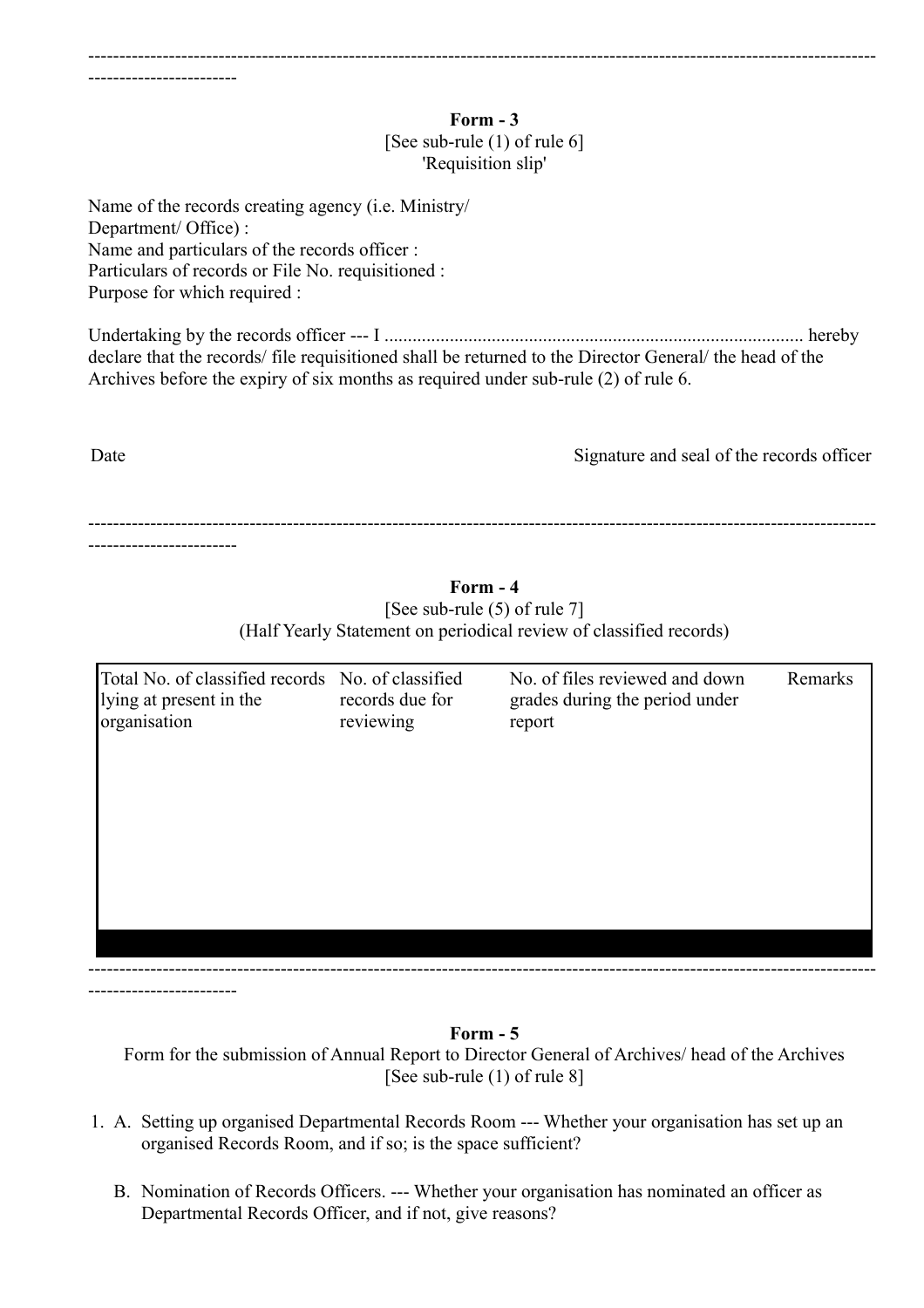---

**Form - 3**
[See sub-rule (1) of rule 6]
'Requisition slip'

Name of the records creating agency (i.e. Ministry/ Department/ Office) :
Name and particulars of the records officer :
Particulars of records or File No. requisitioned :
Purpose for which required :

Undertaking by the records officer --- I .......................................................................................... hereby declare that the records/ file requisitioned shall be returned to the Director General/ the head of the Archives before the expiry of six months as required under sub-rule (2) of rule 6.

Date                                                                                                    Signature and seal of the records officer

---

**Form - 4**
[See sub-rule (5) of rule 7]
(Half Yearly Statement on periodical review of classified records)

| Total No. of classified records lying at present in the organisation | No. of classified records due for reviewing | No. of files reviewed and down grades during the period under report | Remarks |
|---|---|---|---|
| | | | |

---

**Form - 5**
Form for the submission of Annual Report to Director General of Archives/ head of the Archives
[See sub-rule (1) of rule 8]

1. A. Setting up organised Departmental Records Room --- Whether your organisation has set up an organised Records Room, and if so; is the space sufficient?

   B. Nomination of Records Officers. --- Whether your organisation has nominated an officer as Departmental Records Officer, and if not, give reasons?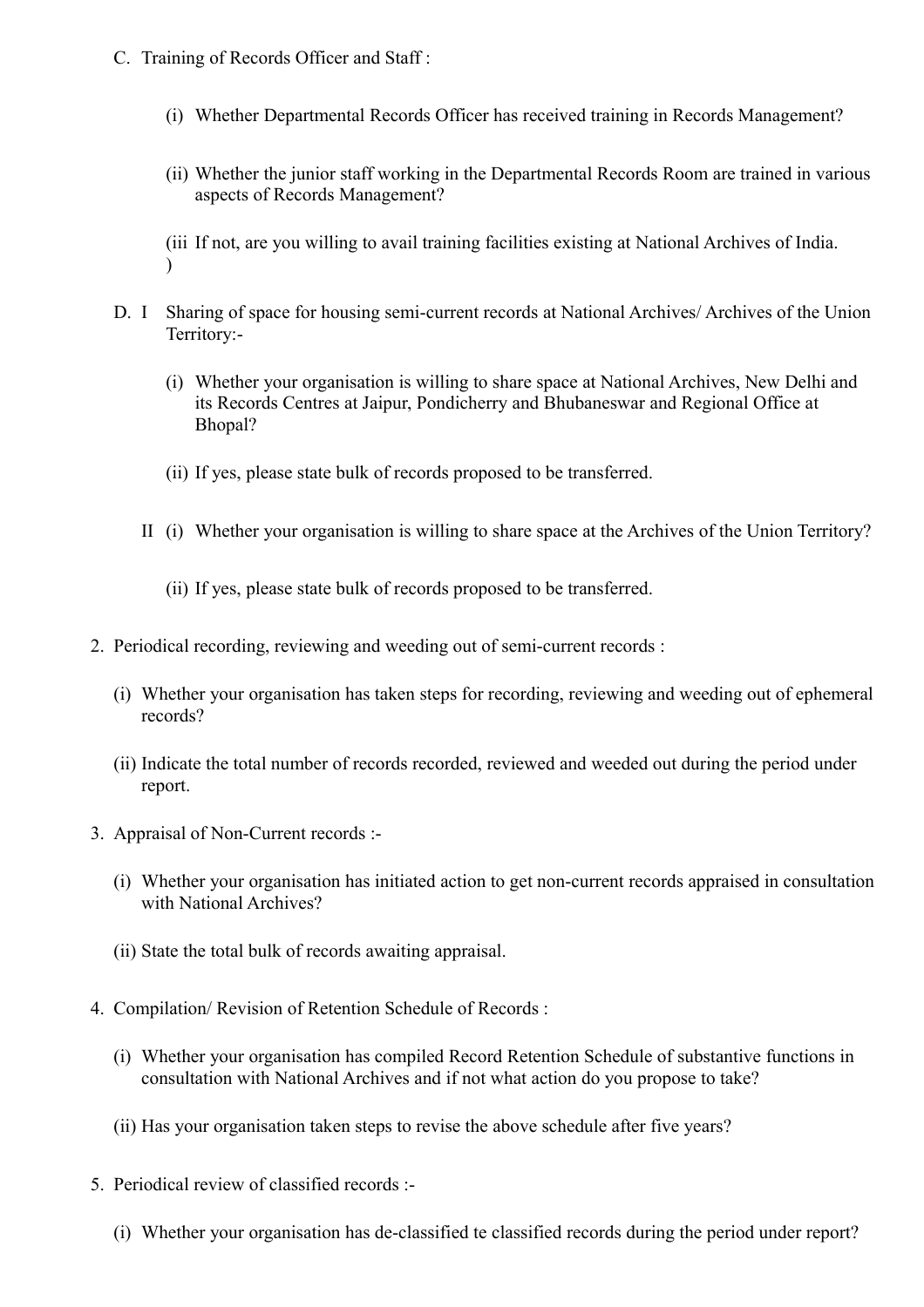C. Training of Records Officer and Staff :

   (i) Whether Departmental Records Officer has received training in Records Management?

   (ii) Whether the junior staff working in the Departmental Records Room are trained in various aspects of Records Management?

   (iii) If not, are you willing to avail training facilities existing at National Archives of India.

D. I Sharing of space for housing semi-current records at National Archives/ Archives of the Union Territory:-

   (i) Whether your organisation is willing to share space at National Archives, New Delhi and its Records Centres at Jaipur, Pondicherry and Bhubaneswar and Regional Office at Bhopal?

   (ii) If yes, please state bulk of records proposed to be transferred.

   II (i) Whether your organisation is willing to share space at the Archives of the Union Territory?

   (ii) If yes, please state bulk of records proposed to be transferred.

2. Periodical recording, reviewing and weeding out of semi-current records :

   (i) Whether your organisation has taken steps for recording, reviewing and weeding out of ephemeral records?

   (ii) Indicate the total number of records recorded, reviewed and weeded out during the period under report.

3. Appraisal of Non-Current records :-

   (i) Whether your organisation has initiated action to get non-current records appraised in consultation with National Archives?

   (ii) State the total bulk of records awaiting appraisal.

4. Compilation/ Revision of Retention Schedule of Records :

   (i) Whether your organisation has compiled Record Retention Schedule of substantive functions in consultation with National Archives and if not what action do you propose to take?

   (ii) Has your organisation taken steps to revise the above schedule after five years?

5. Periodical review of classified records :-

   (i) Whether your organisation has de-classified te classified records during the period under report?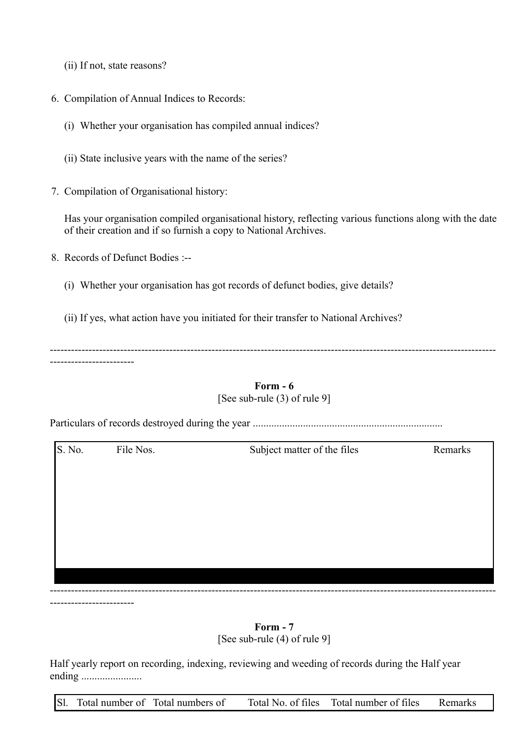(ii) If not, state reasons?

6. Compilation of Annual Indices to Records:

   (i) Whether your organisation has compiled annual indices?

   (ii) State inclusive years with the name of the series?

7. Compilation of Organisational history:

   Has your organisation compiled organisational history, reflecting various functions along with the date of their creation and if so furnish a copy to National Archives.

8. Records of Defunct Bodies :--

   (i) Whether your organisation has got records of defunct bodies, give details?

   (ii) If yes, what action have you initiated for their transfer to National Archives?

---

**Form - 6**
[See sub-rule (3) of rule 9]

Particulars of records destroyed during the year .......................................................................

| S. No. | File Nos. | Subject matter of the files | Remarks |
|---|---|---|---|
| | | | |

---

**Form - 7**
[See sub-rule (4) of rule 9]

Half yearly report on recording, indexing, reviewing and weeding of records during the Half year ending .......................

| Sl. | Total number of | Total numbers of | Total No. of files | Total number of files | Remarks |
|---|---|---|---|---|---|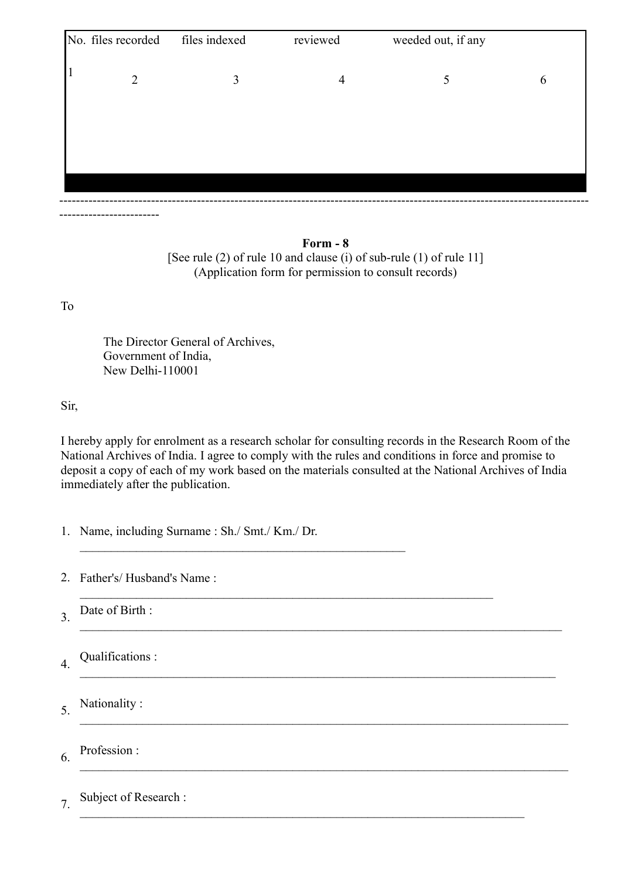| No. | files recorded | files indexed | reviewed | weeded out, if any | |
|---|---|---|---|---|---|
| 1 | 2 | 3 | 4 | 5 | 6 |
| | | | | | |

---

**Form - 8**

[See rule (2) of rule 10 and clause (i) of sub-rule (1) of rule 11]
(Application form for permission to consult records)

To

The Director General of Archives,
Government of India,
New Delhi-110001

Sir,

I hereby apply for enrolment as a research scholar for consulting records in the Research Room of the National Archives of India. I agree to comply with the rules and conditions in force and promise to deposit a copy of each of my work based on the materials consulted at the National Archives of India immediately after the publication.

1. Name, including Surname : Sh./ Smt./ Km./ Dr. ________________________________________________
2. Father's/ Husband's Name : ____________________________________________________________
3. Date of Birth : ________________________________________________________________________
4. Qualifications : _______________________________________________________________________
5. Nationality : __________________________________________________________________________
6. Profession : __________________________________________________________________________
7. Subject of Research : ___________________________________________________________________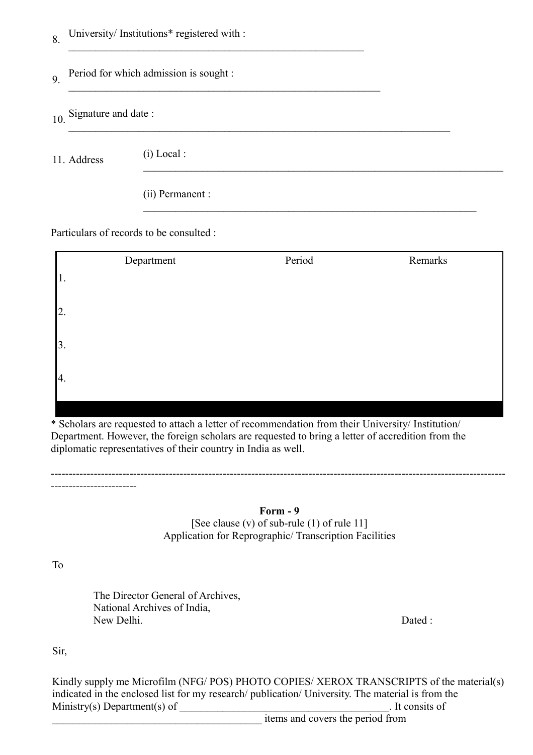8. University/ Institutions* registered with : \_\_\_\_\_\_\_\_\_\_\_\_\_\_\_\_\_\_\_\_\_\_\_\_\_\_\_\_\_\_\_\_\_\_\_\_\_\_\_\_\_\_\_\_\_\_\_\_\_\_\_\_\_\_

9. Period for which admission is sought : \_\_\_\_\_\_\_\_\_\_\_\_\_\_\_\_\_\_\_\_\_\_\_\_\_\_\_\_\_\_\_\_\_\_\_\_\_\_\_\_\_\_\_\_\_\_\_\_\_\_\_\_\_\_\_\_\_\_\_

10. Signature and date : \_\_\_\_\_\_\_\_\_\_\_\_\_\_\_\_\_\_\_\_\_\_\_\_\_\_\_\_\_\_\_\_\_\_\_\_\_\_\_\_\_\_\_\_\_\_\_\_\_\_\_\_\_\_\_\_\_\_\_\_\_\_\_\_\_\_\_\_\_\_

11. Address

    (i) Local : \_\_\_\_\_\_\_\_\_\_\_\_\_\_\_\_\_\_\_\_\_\_\_\_\_\_\_\_\_\_\_\_\_\_\_\_\_\_\_\_\_\_\_\_\_\_\_\_\_\_\_\_\_\_\_\_\_\_\_\_\_\_\_\_\_

    (ii) Permanent : \_\_\_\_\_\_\_\_\_\_\_\_\_\_\_\_\_\_\_\_\_\_\_\_\_\_\_\_\_\_\_\_\_\_\_\_\_\_\_\_\_\_\_\_\_\_\_\_\_\_\_\_\_\_\_\_\_\_\_\_

Particulars of records to be consulted :

| | Department | Period | Remarks |
|---|---|---|---|
| 1. | | | |
| 2. | | | |
| 3. | | | |
| 4. | | | |

* Scholars are requested to attach a letter of recommendation from their University/ Institution/ Department. However, the foreign scholars are requested to bring a letter of accredition from the diplomatic representatives of their country in India as well.

---

**Form - 9**

[See clause (v) of sub-rule (1) of rule 11]

Application for Reprographic/ Transcription Facilities

To

The Director General of Archives,
National Archives of India,
New Delhi.

Dated :

Sir,

Kindly supply me Microfilm (NFG/ POS) PHOTO COPIES/ XEROX TRANSCRIPTS of the material(s) indicated in the enclosed list for my research/ publication/ University. The material is from the Ministry(s) Department(s) of \_\_\_\_\_\_\_\_\_\_\_\_\_\_\_\_\_\_\_\_\_\_\_\_\_\_\_\_\_\_\_\_\_\_\_\_\_\_\_\_. It consits of \_\_\_\_\_\_\_\_\_\_\_\_\_\_\_\_\_\_\_\_\_\_\_\_\_\_\_\_\_\_\_\_\_\_\_\_\_\_\_\_ items and covers the period from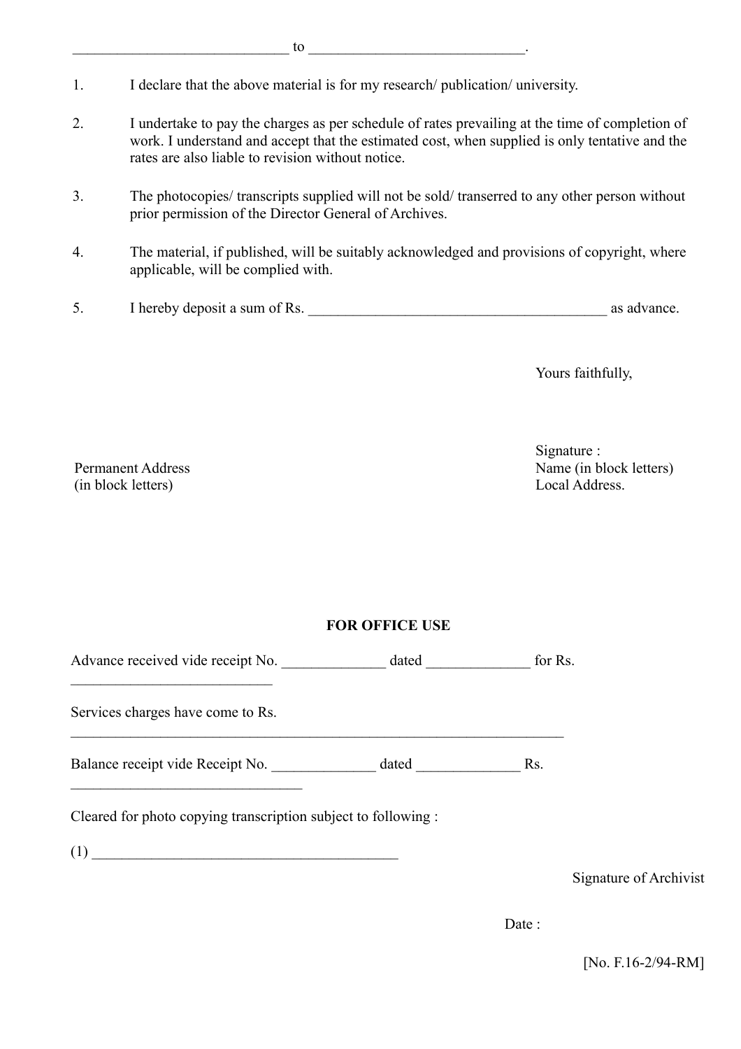____________________________ to ____________________________.

1. I declare that the above material is for my research/ publication/ university.

2. I undertake to pay the charges as per schedule of rates prevailing at the time of completion of work. I understand and accept that the estimated cost, when supplied is only tentative and the rates are also liable to revision without notice.

3. The photocopies/ transcripts supplied will not be sold/ transerred to any other person without prior permission of the Director General of Archives.

4. The material, if published, will be suitably acknowledged and provisions of copyright, where applicable, will be complied with.

5. I hereby deposit a sum of Rs. ________________________________________ as advance.

Yours faithfully,

Signature :

Name (in block letters)

Local Address.

Permanent Address
(in block letters)

**FOR OFFICE USE**

Advance received vide receipt No. ______________ dated ______________ for Rs. ___________________________

Services charges have come to Rs. ____________________________________________________________________

Balance receipt vide Receipt No. ______________ dated ______________ Rs. _______________________________

Cleared for photo copying transcription subject to following :

(1) __________________________________________

Signature of Archivist

Date :

[No. F.16-2/94-RM]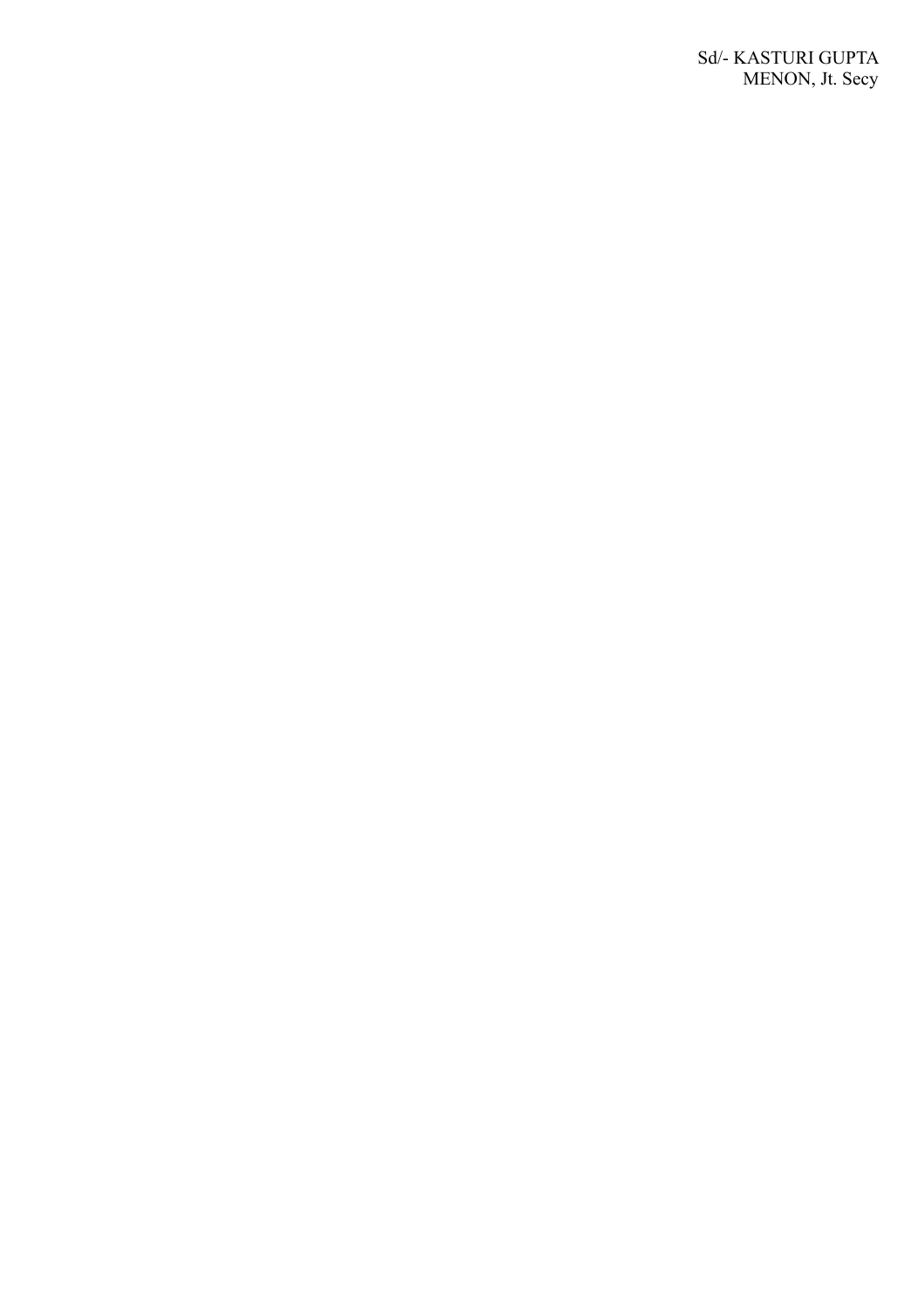Sd/- KASTURI GUPTA
MENON, Jt. Secy